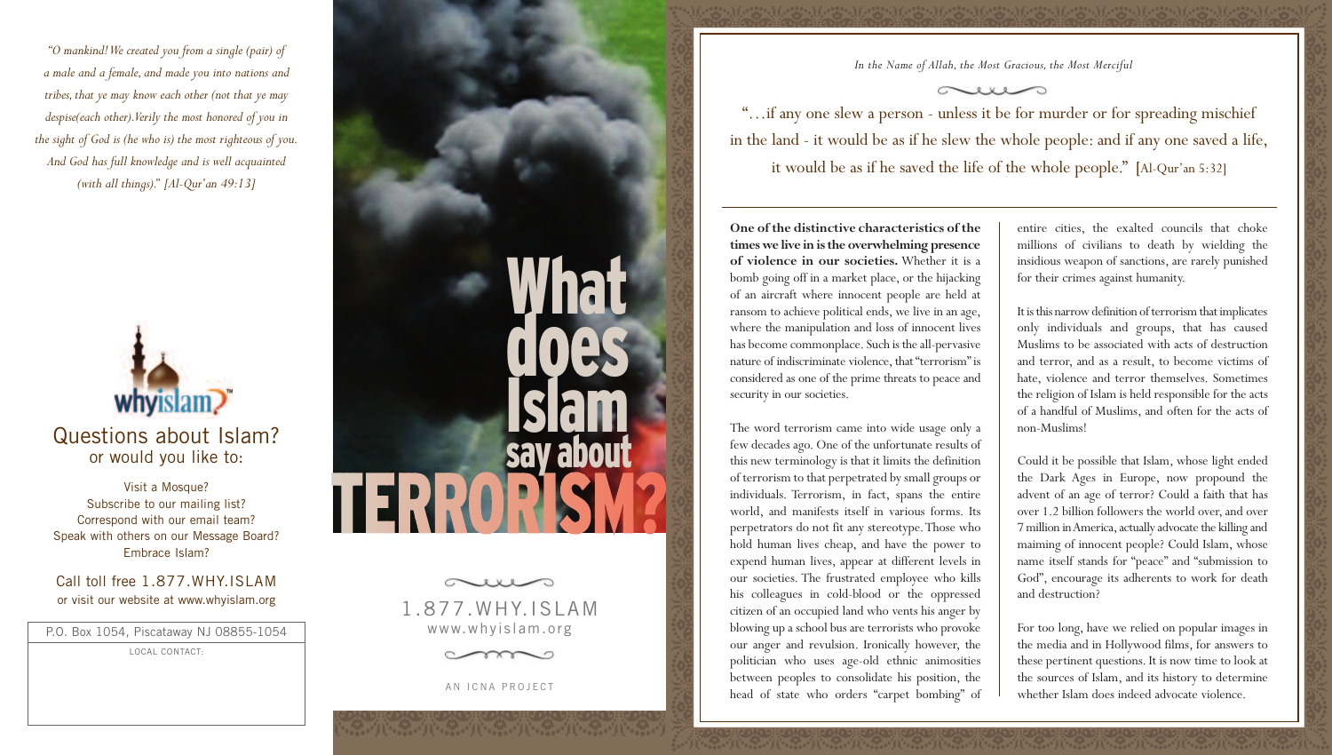*"O mankind! We created you from a single (pair) of a male and a female, and made you into nations and tribes, that ye may know each other (not that ye may despise(each other). Verily the most honored of you in the sight of God is (he who is) the most righteous of you. And God has full knowledge and is well acquainted (with all things)." [Al-Qur'an 49:13]*

whyislam™

## Questions about Islam?

or would you like to:

Visit a Mosque?
Subscribe to our mailing list?
Correspond with our email team?
Speak with others on our Message Board?
Embrace Islam?

Call toll free 1.877.WHY.ISLAM
or visit our website at www.whyislam.org

P.O. Box 1054, Piscataway NJ 08855-1054

LOCAL CONTACT:

# What does Islam say about TERRORISM?

1.877.WHY.ISLAM
www.whyislam.org

AN ICNA PROJECT

*In the Name of Allah, the Most Gracious, the Most Merciful*

"…if any one slew a person - unless it be for murder or for spreading mischief in the land - it would be as if he slew the whole people: and if any one saved a life, it would be as if he saved the life of the whole people." [Al-Qur'an 5:32]

**One of the distinctive characteristics of the times we live in is the overwhelming presence of violence in our societies.** Whether it is a bomb going off in a market place, or the hijacking of an aircraft where innocent people are held at ransom to achieve political ends, we live in an age, where the manipulation and loss of innocent lives has become commonplace. Such is the all-pervasive nature of indiscriminate violence, that "terrorism" is considered as one of the prime threats to peace and security in our societies.

The word terrorism came into wide usage only a few decades ago. One of the unfortunate results of this new terminology is that it limits the definition of terrorism to that perpetrated by small groups or individuals. Terrorism, in fact, spans the entire world, and manifests itself in various forms. Its perpetrators do not fit any stereotype. Those who hold human lives cheap, and have the power to expend human lives, appear at different levels in our societies. The frustrated employee who kills his colleagues in cold-blood or the oppressed citizen of an occupied land who vents his anger by blowing up a school bus are terrorists who provoke our anger and revulsion. Ironically however, the politician who uses age-old ethnic animosities between peoples to consolidate his position, the head of state who orders "carpet bombing" of entire cities, the exalted councils that choke millions of civilians to death by wielding the insidious weapon of sanctions, are rarely punished for their crimes against humanity.

It is this narrow definition of terrorism that implicates only individuals and groups, that has caused Muslims to be associated with acts of destruction and terror, and as a result, to become victims of hate, violence and terror themselves. Sometimes the religion of Islam is held responsible for the acts of a handful of Muslims, and often for the acts of non-Muslims!

Could it be possible that Islam, whose light ended the Dark Ages in Europe, now propound the advent of an age of terror? Could a faith that has over 1.2 billion followers the world over, and over 7 million in America, actually advocate the killing and maiming of innocent people? Could Islam, whose name itself stands for "peace" and "submission to God", encourage its adherents to work for death and destruction?

For too long, have we relied on popular images in the media and in Hollywood films, for answers to these pertinent questions. It is now time to look at the sources of Islam, and its history to determine whether Islam does indeed advocate violence.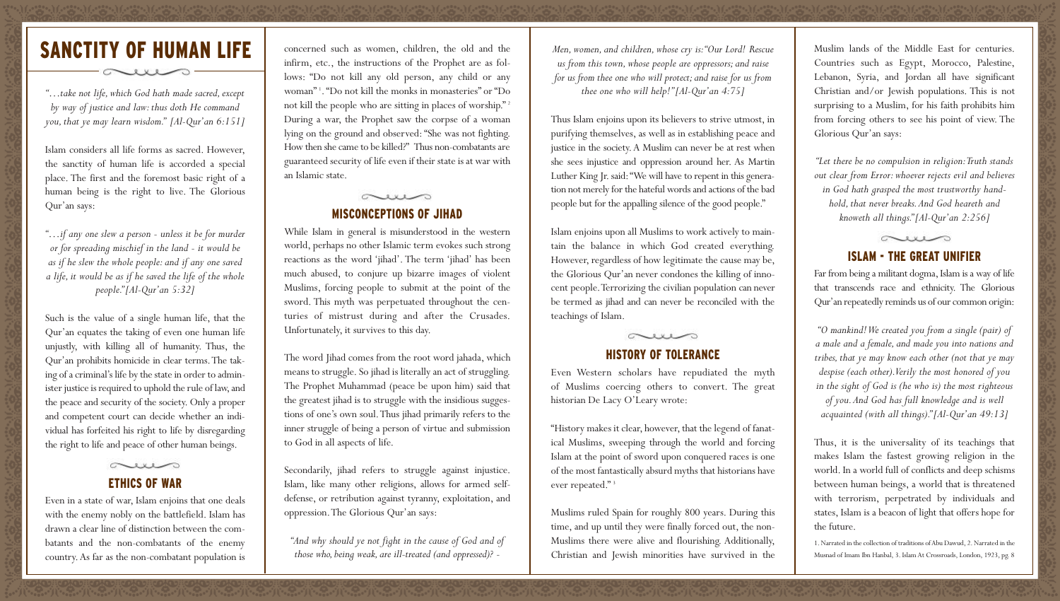## SANCTITY OF HUMAN LIFE

*"…take not life, which God hath made sacred, except by way of justice and law: thus doth He command you, that ye may learn wisdom." [Al-Qur'an 6:151]*

Islam considers all life forms as sacred. However, the sanctity of human life is accorded a special place. The first and the foremost basic right of a human being is the right to live. The Glorious Qur'an says:

*"…if any one slew a person - unless it be for murder or for spreading mischief in the land - it would be as if he slew the whole people: and if any one saved a life, it would be as if he saved the life of the whole people." [Al-Qur'an 5:32]*

Such is the value of a single human life, that the Qur'an equates the taking of even one human life unjustly, with killing all of humanity. Thus, the Qur'an prohibits homicide in clear terms. The taking of a criminal's life by the state in order to administer justice is required to uphold the rule of law, and the peace and security of the society. Only a proper and competent court can decide whether an individual has forfeited his right to life by disregarding the right to life and peace of other human beings.

## ETHICS OF WAR

Even in a state of war, Islam enjoins that one deals with the enemy nobly on the battlefield. Islam has drawn a clear line of distinction between the combatants and the non-combatants of the enemy country. As far as the non-combatant population is concerned such as women, children, the old and the infirm, etc., the instructions of the Prophet are as follows: "Do not kill any old person, any child or any woman"[1]. "Do not kill the monks in monasteries" or "Do not kill the people who are sitting in places of worship."[2] During a war, the Prophet saw the corpse of a woman lying on the ground and observed: "She was not fighting. How then she came to be killed?" Thus non-combatants are guaranteed security of life even if their state is at war with an Islamic state.

## MISCONCEPTIONS OF JIHAD

While Islam in general is misunderstood in the western world, perhaps no other Islamic term evokes such strong reactions as the word 'jihad'. The term 'jihad' has been much abused, to conjure up bizarre images of violent Muslims, forcing people to submit at the point of the sword. This myth was perpetuated throughout the centuries of mistrust during and after the Crusades. Unfortunately, it survives to this day.

The word Jihad comes from the root word jahada, which means to struggle. So jihad is literally an act of struggling. The Prophet Muhammad (peace be upon him) said that the greatest jihad is to struggle with the insidious suggestions of one's own soul. Thus jihad primarily refers to the inner struggle of being a person of virtue and submission to God in all aspects of life.

Secondarily, jihad refers to struggle against injustice. Islam, like many other religions, allows for armed self-defense, or retribution against tyranny, exploitation, and oppression. The Glorious Qur'an says:

*"And why should ye not fight in the cause of God and of those who, being weak, are ill-treated (and oppressed)? - Men, women, and children, whose cry is: "Our Lord! Rescue us from this town, whose people are oppressors; and raise for us from thee one who will protect; and raise for us from thee one who will help!" [Al-Qur'an 4:75]*

Thus Islam enjoins upon its believers to strive utmost, in purifying themselves, as well as in establishing peace and justice in the society. A Muslim can never be at rest when she sees injustice and oppression around her. As Martin Luther King Jr. said: "We will have to repent in this generation not merely for the hateful words and actions of the bad people but for the appalling silence of the good people."

Islam enjoins upon all Muslims to work actively to maintain the balance in which God created everything. However, regardless of how legitimate the cause may be, the Glorious Qur'an never condones the killing of innocent people. Terrorizing the civilian population can never be termed as jihad and can never be reconciled with the teachings of Islam.

## HISTORY OF TOLERANCE

Even Western scholars have repudiated the myth of Muslims coercing others to convert. The great historian De Lacy O'Leary wrote:

"History makes it clear, however, that the legend of fanatical Muslims, sweeping through the world and forcing Islam at the point of sword upon conquered races is one of the most fantastically absurd myths that historians have ever repeated."[3]

Muslims ruled Spain for roughly 800 years. During this time, and up until they were finally forced out, the non-Muslims there were alive and flourishing. Additionally, Christian and Jewish minorities have survived in the Muslim lands of the Middle East for centuries. Countries such as Egypt, Morocco, Palestine, Lebanon, Syria, and Jordan all have significant Christian and/or Jewish populations. This is not surprising to a Muslim, for his faith prohibits him from forcing others to see his point of view. The Glorious Qur'an says:

*"Let there be no compulsion in religion: Truth stands out clear from Error: whoever rejects evil and believes in God hath grasped the most trustworthy handhold, that never breaks. And God heareth and knoweth all things." [Al-Qur'an 2:256]*

## ISLAM - THE GREAT UNIFIER

Far from being a militant dogma, Islam is a way of life that transcends race and ethnicity. The Glorious Qur'an repeatedly reminds us of our common origin:

*"O mankind! We created you from a single (pair) of a male and a female, and made you into nations and tribes, that ye may know each other (not that ye may despise (each other). Verily the most honored of you in the sight of God is (he who is) the most righteous of you. And God has full knowledge and is well acquainted (with all things)." [Al-Qur'an 49:13]*

Thus, it is the universality of its teachings that makes Islam the fastest growing religion in the world. In a world full of conflicts and deep schisms between human beings, a world that is threatened with terrorism, perpetrated by individuals and states, Islam is a beacon of light that offers hope for the future.

1. Narrated in the collection of traditions of Abu Dawud, 2. Narrated in the Musnad of Imam Ibn Hanbal, 3. Islam At Crossroads, London, 1923, pg. 8